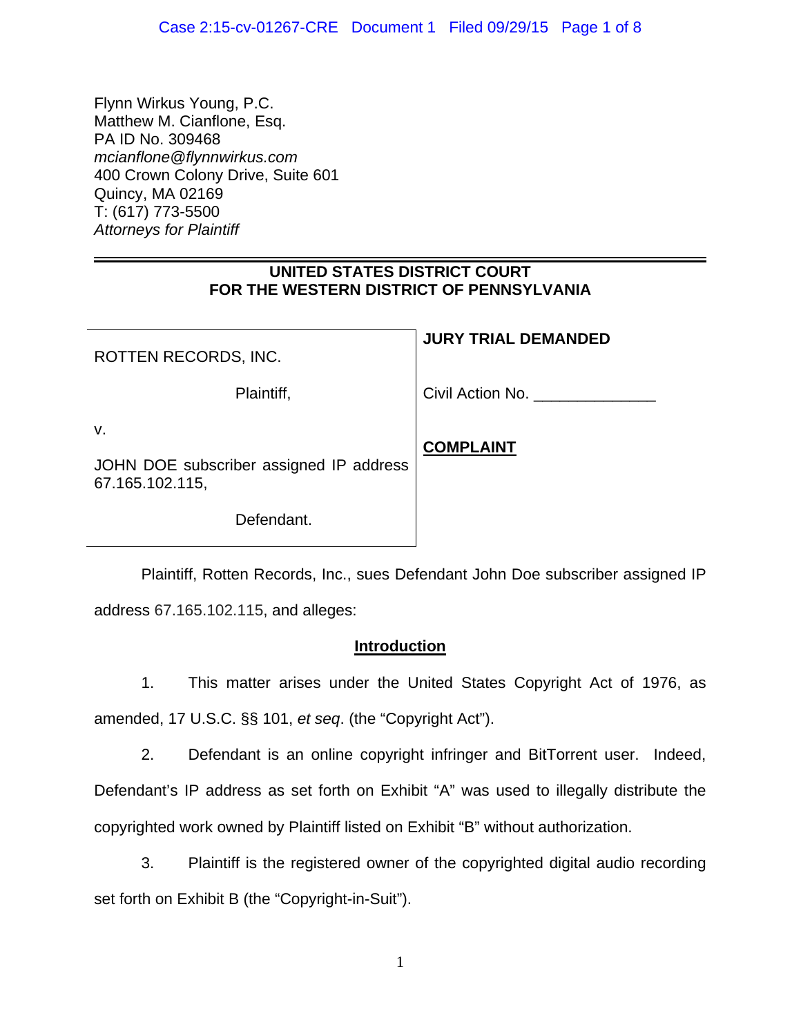Flynn Wirkus Young, P.C.
Matthew M. Cianflone, Esq.
PA ID No. 309468
*mcianflone@flynnwirkus.com*
400 Crown Colony Drive, Suite 601
Quincy, MA 02169
T: (617) 773-5500
*Attorneys for Plaintiff*

**UNITED STATES DISTRICT COURT**
**FOR THE WESTERN DISTRICT OF PENNSYLVANIA**

| | |
|---|---|
| ROTTEN RECORDS, INC.<br><br>Plaintiff,<br><br>v.<br><br>JOHN DOE subscriber assigned IP address 67.165.102.115,<br><br>Defendant. | **JURY TRIAL DEMANDED**<br><br>Civil Action No. ______________<br><br>**COMPLAINT** |

Plaintiff, Rotten Records, Inc., sues Defendant John Doe subscriber assigned IP address 67.165.102.115, and alleges:

## Introduction

1. This matter arises under the United States Copyright Act of 1976, as amended, 17 U.S.C. §§ 101, *et seq*. (the "Copyright Act").

2. Defendant is an online copyright infringer and BitTorrent user. Indeed, Defendant's IP address as set forth on Exhibit "A" was used to illegally distribute the copyrighted work owned by Plaintiff listed on Exhibit "B" without authorization.

3. Plaintiff is the registered owner of the copyrighted digital audio recording set forth on Exhibit B (the "Copyright-in-Suit").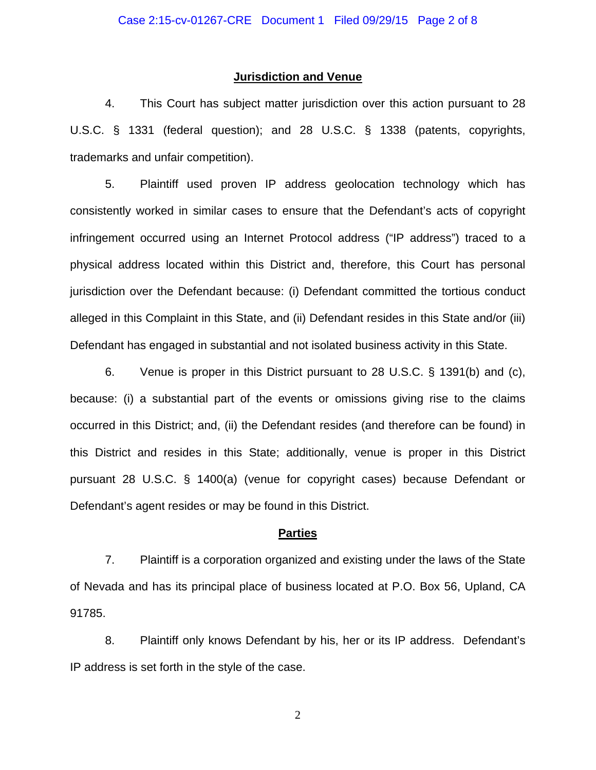## Jurisdiction and Venue

4. This Court has subject matter jurisdiction over this action pursuant to 28 U.S.C. § 1331 (federal question); and 28 U.S.C. § 1338 (patents, copyrights, trademarks and unfair competition).

5. Plaintiff used proven IP address geolocation technology which has consistently worked in similar cases to ensure that the Defendant's acts of copyright infringement occurred using an Internet Protocol address ("IP address") traced to a physical address located within this District and, therefore, this Court has personal jurisdiction over the Defendant because: (i) Defendant committed the tortious conduct alleged in this Complaint in this State, and (ii) Defendant resides in this State and/or (iii) Defendant has engaged in substantial and not isolated business activity in this State.

6. Venue is proper in this District pursuant to 28 U.S.C. § 1391(b) and (c), because: (i) a substantial part of the events or omissions giving rise to the claims occurred in this District; and, (ii) the Defendant resides (and therefore can be found) in this District and resides in this State; additionally, venue is proper in this District pursuant 28 U.S.C. § 1400(a) (venue for copyright cases) because Defendant or Defendant's agent resides or may be found in this District.

## Parties

7. Plaintiff is a corporation organized and existing under the laws of the State of Nevada and has its principal place of business located at P.O. Box 56, Upland, CA 91785.

8. Plaintiff only knows Defendant by his, her or its IP address. Defendant's IP address is set forth in the style of the case.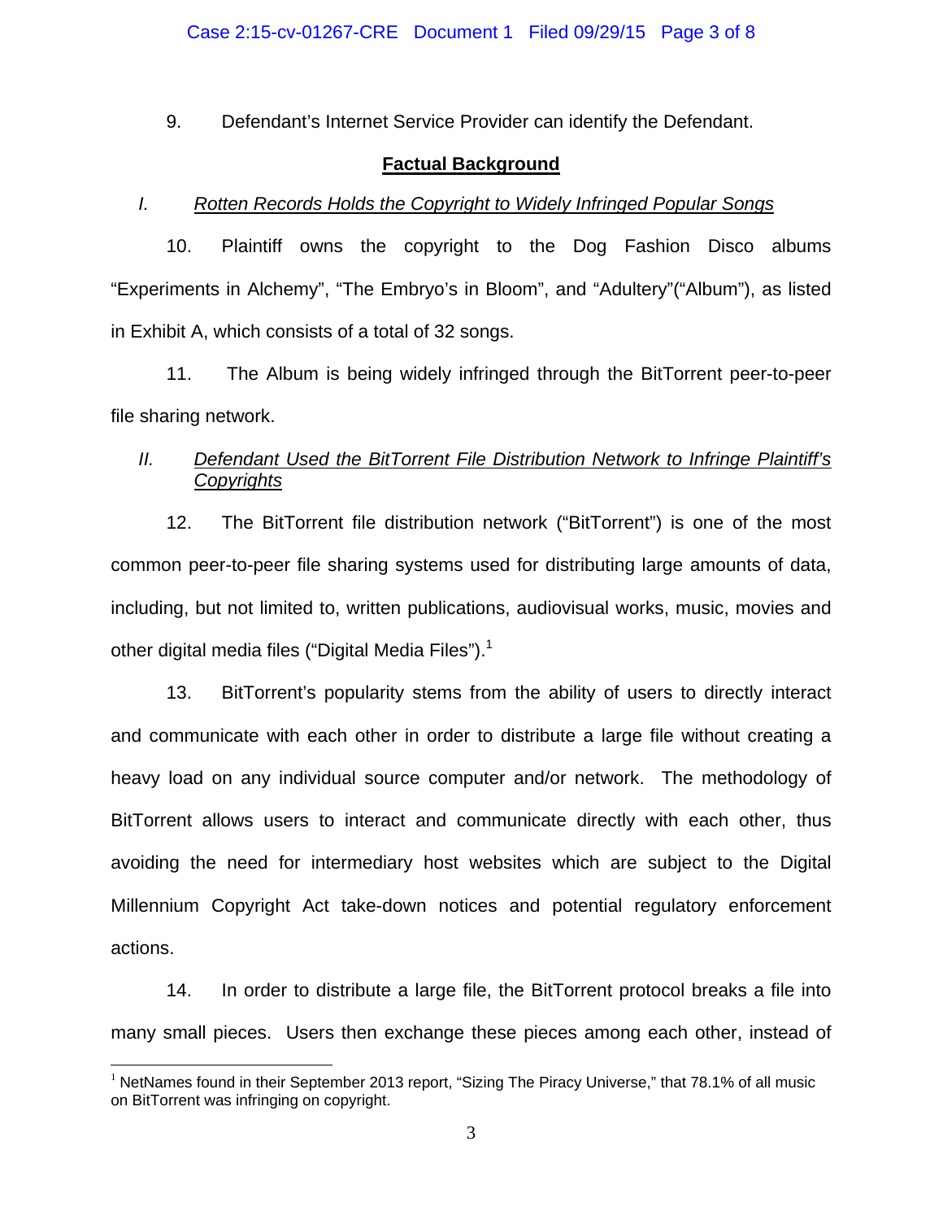9. Defendant's Internet Service Provider can identify the Defendant.

## Factual Background

*I. Rotten Records Holds the Copyright to Widely Infringed Popular Songs*

10. Plaintiff owns the copyright to the Dog Fashion Disco albums "Experiments in Alchemy", "The Embryo's in Bloom", and "Adultery"("Album"), as listed in Exhibit A, which consists of a total of 32 songs.

11. The Album is being widely infringed through the BitTorrent peer-to-peer file sharing network.

*II. Defendant Used the BitTorrent File Distribution Network to Infringe Plaintiff's Copyrights*

12. The BitTorrent file distribution network ("BitTorrent") is one of the most common peer-to-peer file sharing systems used for distributing large amounts of data, including, but not limited to, written publications, audiovisual works, music, movies and other digital media files ("Digital Media Files").[1]

13. BitTorrent's popularity stems from the ability of users to directly interact and communicate with each other in order to distribute a large file without creating a heavy load on any individual source computer and/or network. The methodology of BitTorrent allows users to interact and communicate directly with each other, thus avoiding the need for intermediary host websites which are subject to the Digital Millennium Copyright Act take-down notices and potential regulatory enforcement actions.

14. In order to distribute a large file, the BitTorrent protocol breaks a file into many small pieces. Users then exchange these pieces among each other, instead of

---

[1] NetNames found in their September 2013 report, "Sizing The Piracy Universe," that 78.1% of all music on BitTorrent was infringing on copyright.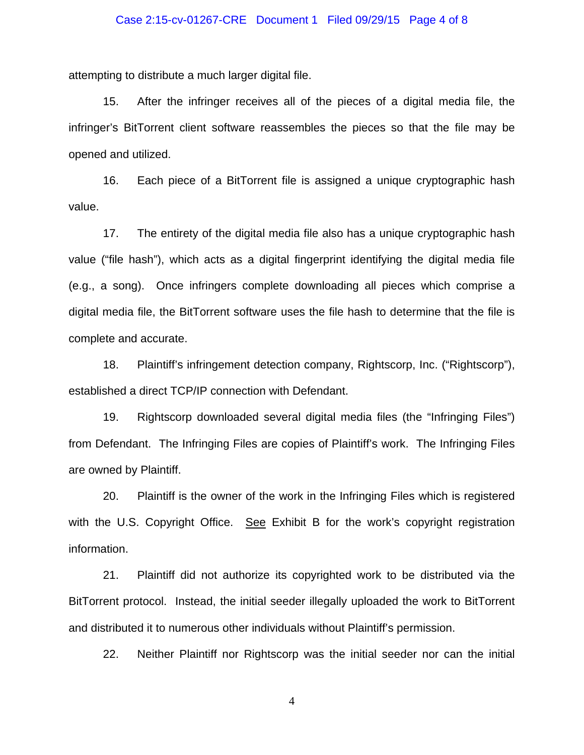attempting to distribute a much larger digital file.

15. After the infringer receives all of the pieces of a digital media file, the infringer's BitTorrent client software reassembles the pieces so that the file may be opened and utilized.

16. Each piece of a BitTorrent file is assigned a unique cryptographic hash value.

17. The entirety of the digital media file also has a unique cryptographic hash value ("file hash"), which acts as a digital fingerprint identifying the digital media file (e.g., a song). Once infringers complete downloading all pieces which comprise a digital media file, the BitTorrent software uses the file hash to determine that the file is complete and accurate.

18. Plaintiff's infringement detection company, Rightscorp, Inc. ("Rightscorp"), established a direct TCP/IP connection with Defendant.

19. Rightscorp downloaded several digital media files (the "Infringing Files") from Defendant. The Infringing Files are copies of Plaintiff's work. The Infringing Files are owned by Plaintiff.

20. Plaintiff is the owner of the work in the Infringing Files which is registered with the U.S. Copyright Office. See Exhibit B for the work's copyright registration information.

21. Plaintiff did not authorize its copyrighted work to be distributed via the BitTorrent protocol. Instead, the initial seeder illegally uploaded the work to BitTorrent and distributed it to numerous other individuals without Plaintiff's permission.

22. Neither Plaintiff nor Rightscorp was the initial seeder nor can the initial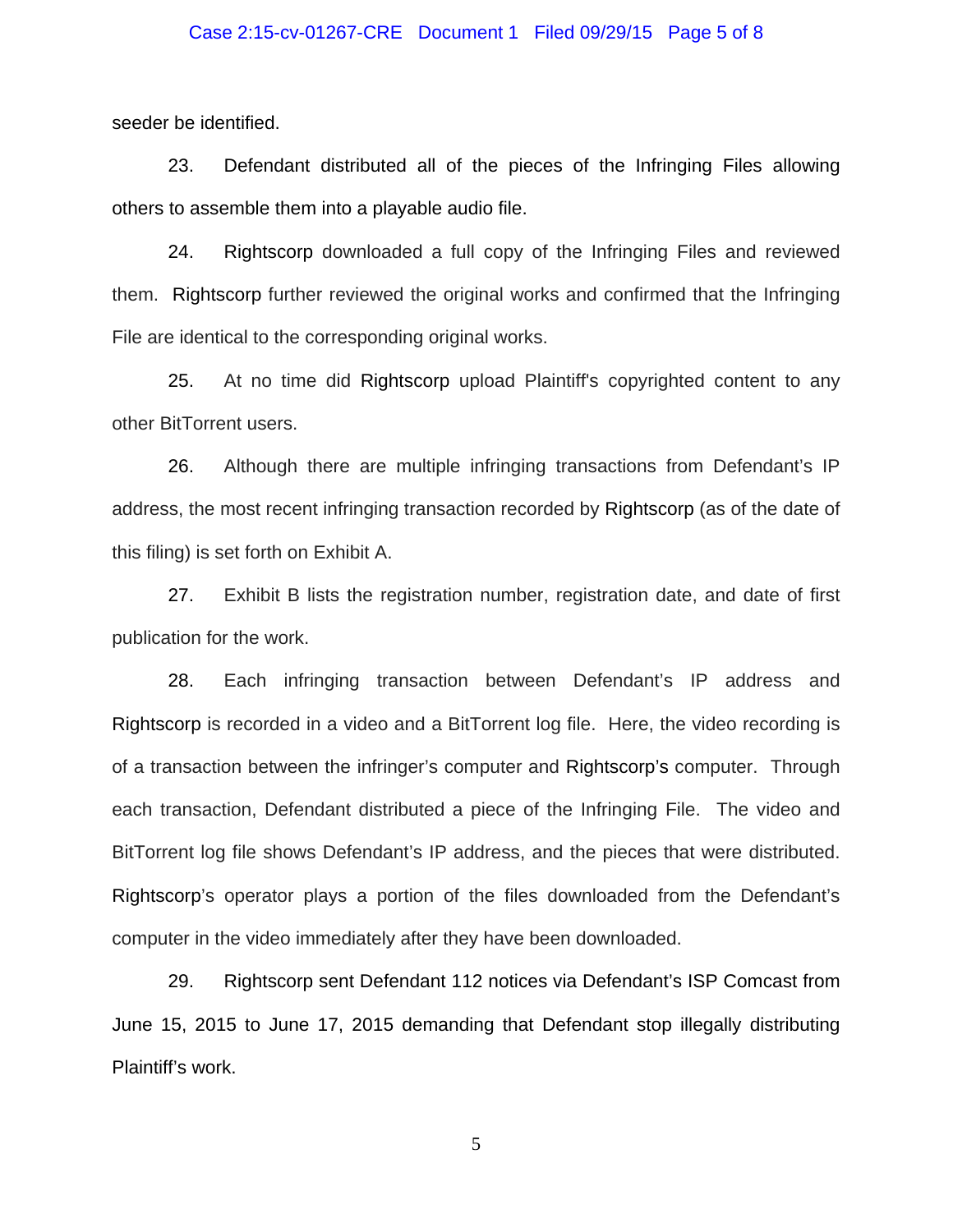seeder be identified.

23. Defendant distributed all of the pieces of the Infringing Files allowing others to assemble them into a playable audio file.

24. Rightscorp downloaded a full copy of the Infringing Files and reviewed them. Rightscorp further reviewed the original works and confirmed that the Infringing File are identical to the corresponding original works.

25. At no time did Rightscorp upload Plaintiff's copyrighted content to any other BitTorrent users.

26. Although there are multiple infringing transactions from Defendant's IP address, the most recent infringing transaction recorded by Rightscorp (as of the date of this filing) is set forth on Exhibit A.

27. Exhibit B lists the registration number, registration date, and date of first publication for the work.

28. Each infringing transaction between Defendant's IP address and Rightscorp is recorded in a video and a BitTorrent log file. Here, the video recording is of a transaction between the infringer's computer and Rightscorp's computer. Through each transaction, Defendant distributed a piece of the Infringing File. The video and BitTorrent log file shows Defendant's IP address, and the pieces that were distributed. Rightscorp's operator plays a portion of the files downloaded from the Defendant's computer in the video immediately after they have been downloaded.

29. Rightscorp sent Defendant 112 notices via Defendant's ISP Comcast from June 15, 2015 to June 17, 2015 demanding that Defendant stop illegally distributing Plaintiff's work.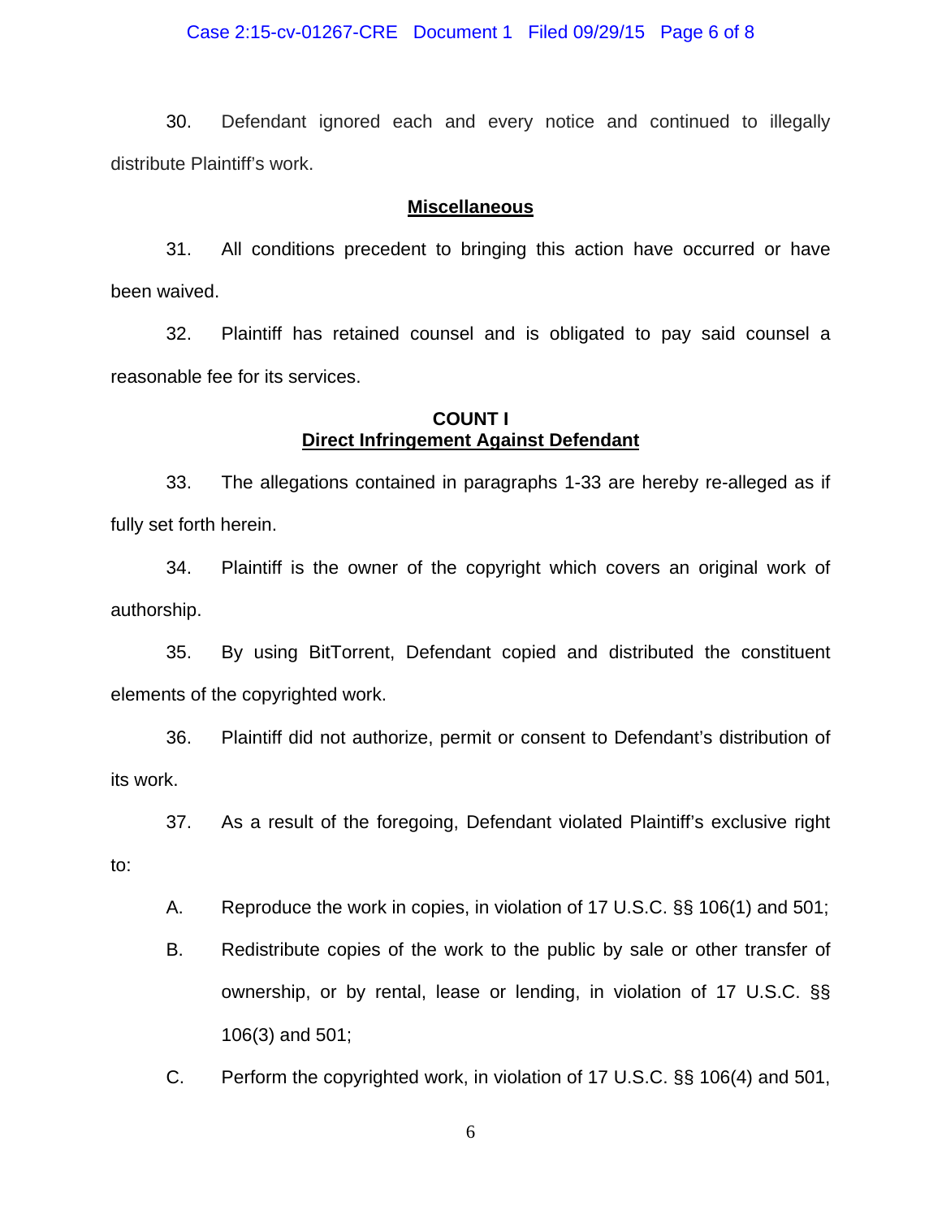30. Defendant ignored each and every notice and continued to illegally distribute Plaintiff's work.

**Miscellaneous**

31. All conditions precedent to bringing this action have occurred or have been waived.

32. Plaintiff has retained counsel and is obligated to pay said counsel a reasonable fee for its services.

**COUNT I**
**Direct Infringement Against Defendant**

33. The allegations contained in paragraphs 1-33 are hereby re-alleged as if fully set forth herein.

34. Plaintiff is the owner of the copyright which covers an original work of authorship.

35. By using BitTorrent, Defendant copied and distributed the constituent elements of the copyrighted work.

36. Plaintiff did not authorize, permit or consent to Defendant's distribution of its work.

37. As a result of the foregoing, Defendant violated Plaintiff's exclusive right to:

A. Reproduce the work in copies, in violation of 17 U.S.C. §§ 106(1) and 501;

B. Redistribute copies of the work to the public by sale or other transfer of ownership, or by rental, lease or lending, in violation of 17 U.S.C. §§ 106(3) and 501;

C. Perform the copyrighted work, in violation of 17 U.S.C. §§ 106(4) and 501,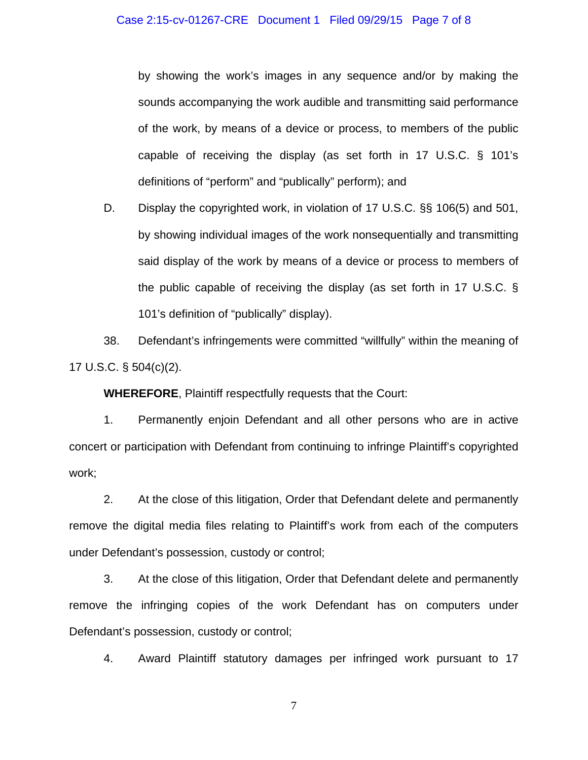by showing the work's images in any sequence and/or by making the sounds accompanying the work audible and transmitting said performance of the work, by means of a device or process, to members of the public capable of receiving the display (as set forth in 17 U.S.C. § 101's definitions of "perform" and "publically" perform); and

D. Display the copyrighted work, in violation of 17 U.S.C. §§ 106(5) and 501, by showing individual images of the work nonsequentially and transmitting said display of the work by means of a device or process to members of the public capable of receiving the display (as set forth in 17 U.S.C. § 101's definition of "publically" display).

38. Defendant's infringements were committed "willfully" within the meaning of 17 U.S.C. § 504(c)(2).

**WHEREFORE**, Plaintiff respectfully requests that the Court:

1. Permanently enjoin Defendant and all other persons who are in active concert or participation with Defendant from continuing to infringe Plaintiff's copyrighted work;

2. At the close of this litigation, Order that Defendant delete and permanently remove the digital media files relating to Plaintiff's work from each of the computers under Defendant's possession, custody or control;

3. At the close of this litigation, Order that Defendant delete and permanently remove the infringing copies of the work Defendant has on computers under Defendant's possession, custody or control;

4. Award Plaintiff statutory damages per infringed work pursuant to 17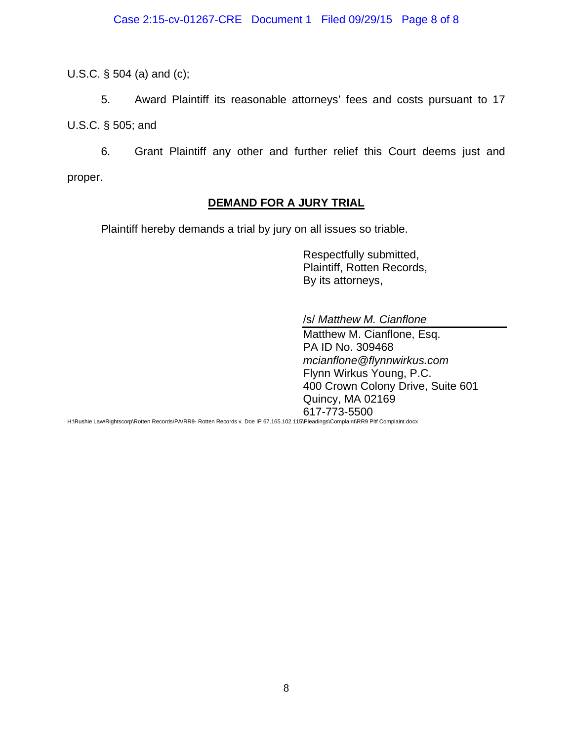U.S.C. § 504 (a) and (c);

5. Award Plaintiff its reasonable attorneys' fees and costs pursuant to 17 U.S.C. § 505; and

6. Grant Plaintiff any other and further relief this Court deems just and proper.

**DEMAND FOR A JURY TRIAL**

Plaintiff hereby demands a trial by jury on all issues so triable.

Respectfully submitted,
Plaintiff, Rotten Records,
By its attorneys,

/s/ *Matthew M. Cianflone*
Matthew M. Cianflone, Esq.
PA ID No. 309468
*mcianflone@flynnwirkus.com*
Flynn Wirkus Young, P.C.
400 Crown Colony Drive, Suite 601
Quincy, MA 02169
617-773-5500

H:\Rushie Law\Rightscorp\Rotten Records\PA\RR9- Rotten Records v. Doe IP 67.165.102.115\Pleadings\Complaint\RR9 Pltf Complaint.docx